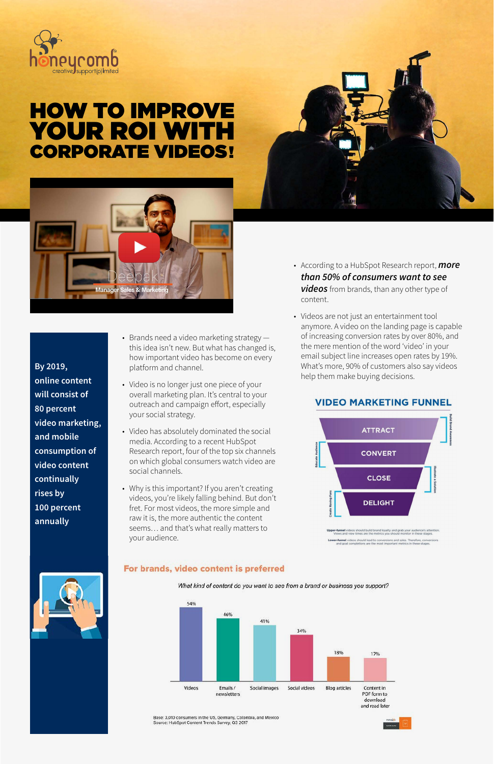honeycomb creative support (p) limited

# HOW TO IMPROVE YOUR ROI WITH CORPORATE VIDEOS!

Deepak
Manager Sales & Marketing

**By 2019, online content will consist of 80 percent video marketing, and mobile consumption of video content continually rises by 100 percent annually**

- Brands need a video marketing strategy — this idea isn't new. But what has changed is, how important video has become on every platform and channel.
- Video is no longer just one piece of your overall marketing plan. It's central to your outreach and campaign effort, especially your social strategy.
- Video has absolutely dominated the social media. According to a recent HubSpot Research report, four of the top six channels on which global consumers watch video are social channels.
- Why is this important? If you aren't creating videos, you're likely falling behind. But don't fret. For most videos, the more simple and raw it is, the more authentic the content seems… and that's what really matters to your audience.

- According to a HubSpot Research report, ***more than 50% of consumers want to see videos*** from brands, than any other type of content.
- Videos are not just an entertainment tool anymore. A video on the landing page is capable of increasing conversion rates by over 80%, and the mere mention of the word 'video' in your email subject line increases open rates by 19%. What's more, 90% of customers also say videos help them make buying decisions.

## VIDEO MARKETING FUNNEL

- ATTRACT (Build Brand Awareness)
- CONVERT (Educate Audience)
- CLOSE (Illustrate a Solution)
- DELIGHT (Create Raving Fans)

**Upper-funnel** videos should build brand loyalty and grab your audience's attention. Views and view times are the metrics you should monitor in these stages.

**Lower-funnel** videos should lead to conversions and sales. Therefore, conversions and goal completions are the most important metrics in these stages.

## For brands, video content is preferred

*What kind of content do you want to see from a brand or business you support?*

| Content type | % |
|---|---|
| Videos | 54% |
| Emails / newsletters | 46% |
| Social images | 41% |
| Social videos | 34% |
| Blog articles | 18% |
| Content in PDF form to download and read later | 17% |

Base: 3,010 consumers in the US, Germany, Colombia, and Mexico
Source: HubSpot Content Trends Survey, Q3 2017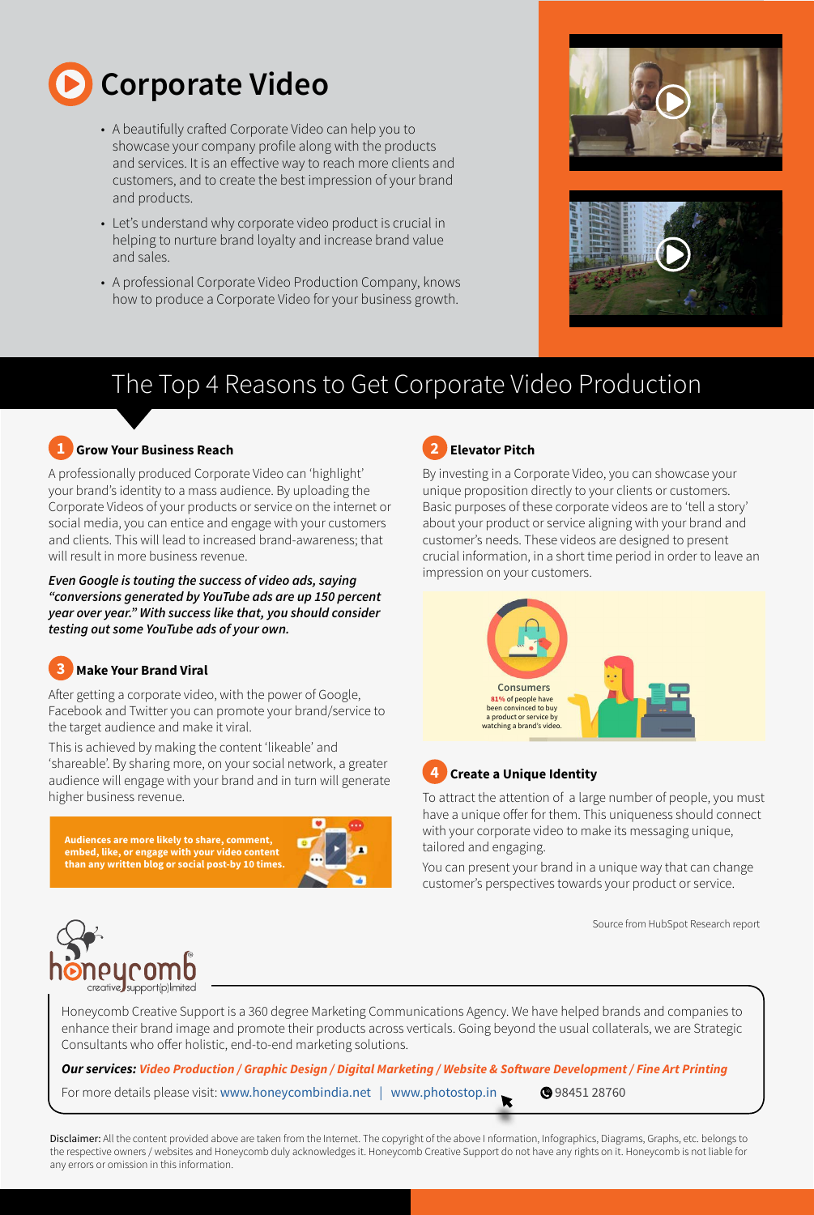# Corporate Video

- A beautifully crafted Corporate Video can help you to showcase your company profile along with the products and services. It is an effective way to reach more clients and customers, and to create the best impression of your brand and products.
- Let's understand why corporate video product is crucial in helping to nurture brand loyalty and increase brand value and sales.
- A professional Corporate Video Production Company, knows how to produce a Corporate Video for your business growth.

## The Top 4 Reasons to Get Corporate Video Production

### 1 Grow Your Business Reach

A professionally produced Corporate Video can 'highlight' your brand's identity to a mass audience. By uploading the Corporate Videos of your products or service on the internet or social media, you can entice and engage with your customers and clients. This will lead to increased brand-awareness; that will result in more business revenue.

***Even Google is touting the success of video ads, saying "conversions generated by YouTube ads are up 150 percent year over year." With success like that, you should consider testing out some YouTube ads of your own.***

### 3 Make Your Brand Viral

After getting a corporate video, with the power of Google, Facebook and Twitter you can promote your brand/service to the target audience and make it viral.

This is achieved by making the content 'likeable' and 'shareable'. By sharing more, on your social network, a greater audience will engage with your brand and in turn will generate higher business revenue.

**Audiences are more likely to share, comment, embed, like, or engage with your video content than any written blog or social post-by 10 times.**

### 2 Elevator Pitch

By investing in a Corporate Video, you can showcase your unique proposition directly to your clients or customers. Basic purposes of these corporate videos are to 'tell a story' about your product or service aligning with your brand and customer's needs. These videos are designed to present crucial information, in a short time period in order to leave an impression on your customers.

Consumers
81% of people have been convinced to buy a product or service by watching a brand's video.

### 4 Create a Unique Identity

To attract the attention of a large number of people, you must have a unique offer for them. This uniqueness should connect with your corporate video to make its messaging unique, tailored and engaging.

You can present your brand in a unique way that can change customer's perspectives towards your product or service.

Source from HubSpot Research report

honeycomb creative support(p)limited

Honeycomb Creative Support is a 360 degree Marketing Communications Agency. We have helped brands and companies to enhance their brand image and promote their products across verticals. Going beyond the usual collaterals, we are Strategic Consultants who offer holistic, end-to-end marketing solutions.

***Our services:*** ***Video Production / Graphic Design / Digital Marketing / Website & Software Development / Fine Art Printing***

For more details please visit: www.honeycombindia.net | www.photostop.in 98451 28760

Disclaimer: All the content provided above are taken from the Internet. The copyright of the above I nformation, Infographics, Diagrams, Graphs, etc. belongs to the respective owners / websites and Honeycomb duly acknowledges it. Honeycomb Creative Support do not have any rights on it. Honeycomb is not liable for any errors or omission in this information.